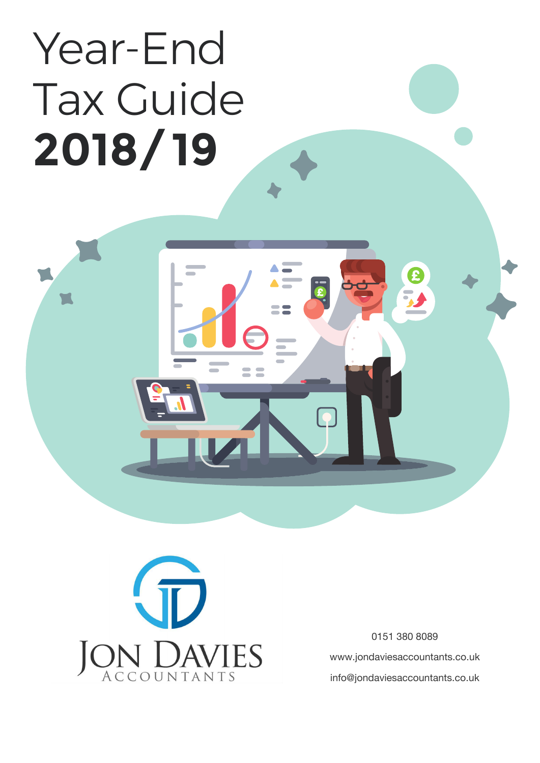# Year-End Tax Guide 2018/19

JON DAVIES ACCOUNTANTS

0151 380 8089

www.jondaviesaccountants.co.uk

info@jondaviesaccountants.co.uk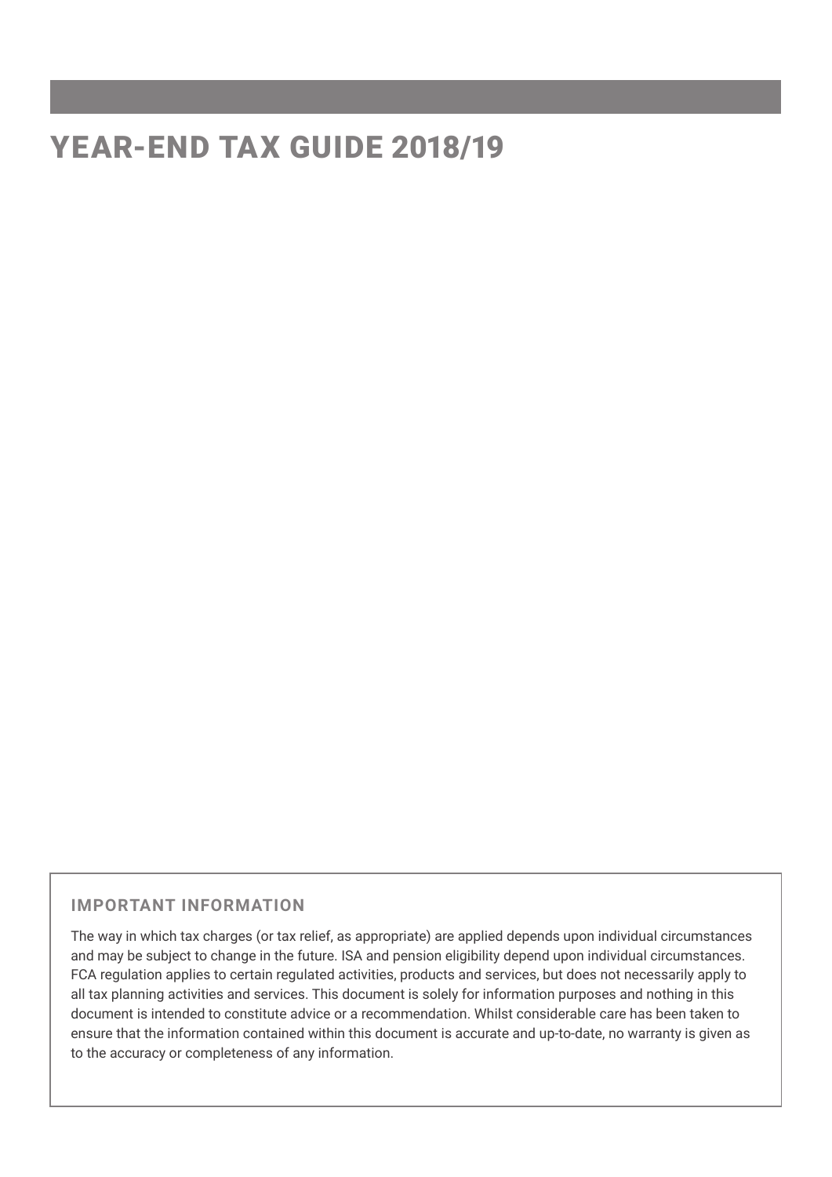# YEAR-END TAX GUIDE 2018/19

**IMPORTANT INFORMATION**

The way in which tax charges (or tax relief, as appropriate) are applied depends upon individual circumstances and may be subject to change in the future. ISA and pension eligibility depend upon individual circumstances. FCA regulation applies to certain regulated activities, products and services, but does not necessarily apply to all tax planning activities and services. This document is solely for information purposes and nothing in this document is intended to constitute advice or a recommendation. Whilst considerable care has been taken to ensure that the information contained within this document is accurate and up-to-date, no warranty is given as to the accuracy or completeness of any information.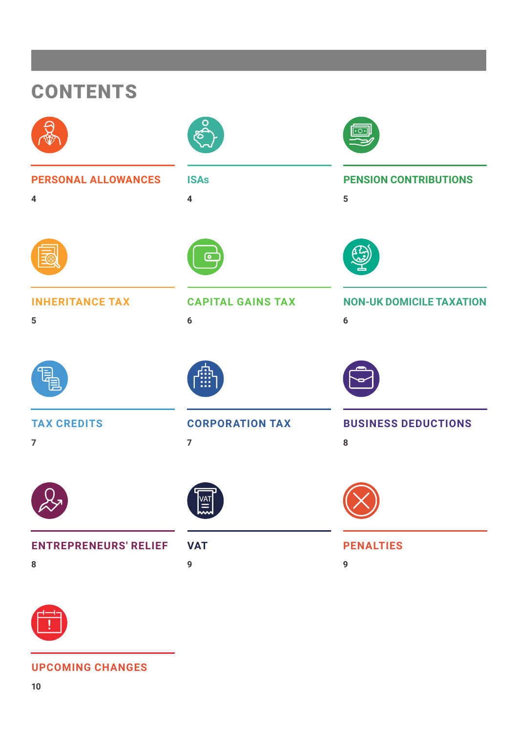# CONTENTS

**PERSONAL ALLOWANCES**
4

**ISAs**
4

**PENSION CONTRIBUTIONS**
5

**INHERITANCE TAX**
5

**CAPITAL GAINS TAX**
6

**NON-UK DOMICILE TAXATION**
6

**TAX CREDITS**
7

**CORPORATION TAX**
7

**BUSINESS DEDUCTIONS**
8

**ENTREPRENEURS' RELIEF**
8

**VAT**
9

**PENALTIES**
9

**UPCOMING CHANGES**
10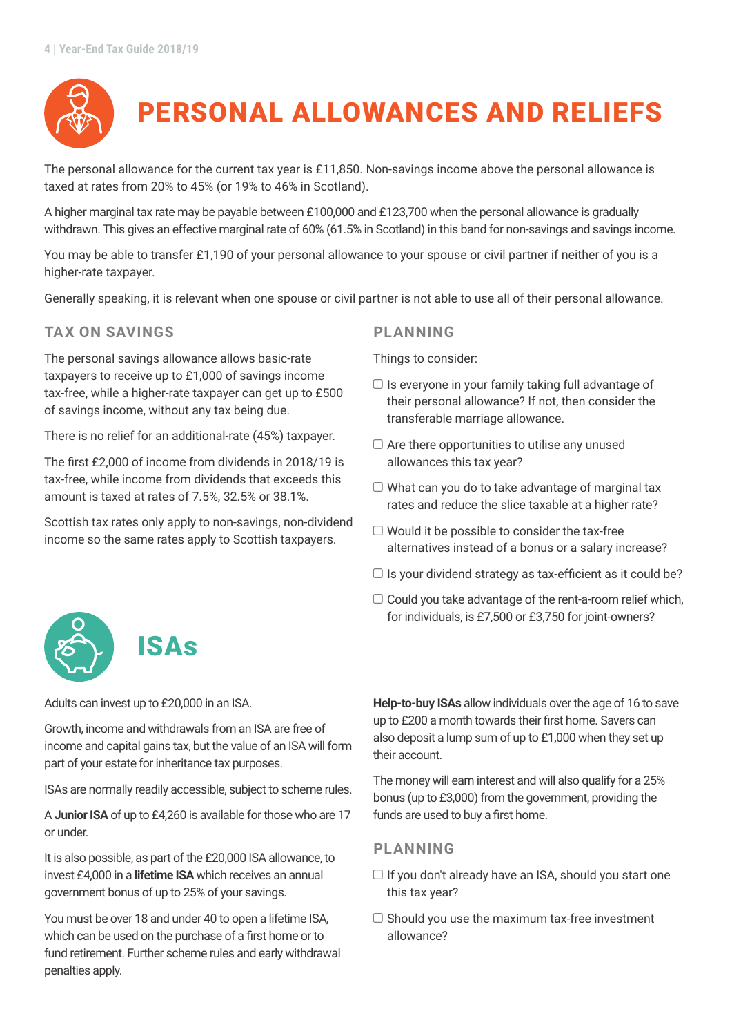# PERSONAL ALLOWANCES AND RELIEFS

The personal allowance for the current tax year is £11,850. Non-savings income above the personal allowance is taxed at rates from 20% to 45% (or 19% to 46% in Scotland).

A higher marginal tax rate may be payable between £100,000 and £123,700 when the personal allowance is gradually withdrawn. This gives an effective marginal rate of 60% (61.5% in Scotland) in this band for non-savings and savings income.

You may be able to transfer £1,190 of your personal allowance to your spouse or civil partner if neither of you is a higher-rate taxpayer.

Generally speaking, it is relevant when one spouse or civil partner is not able to use all of their personal allowance.

## TAX ON SAVINGS

The personal savings allowance allows basic-rate taxpayers to receive up to £1,000 of savings income tax-free, while a higher-rate taxpayer can get up to £500 of savings income, without any tax being due.

There is no relief for an additional-rate (45%) taxpayer.

The first £2,000 of income from dividends in 2018/19 is tax-free, while income from dividends that exceeds this amount is taxed at rates of 7.5%, 32.5% or 38.1%.

Scottish tax rates only apply to non-savings, non-dividend income so the same rates apply to Scottish taxpayers.

## PLANNING

Things to consider:

- ☐ Is everyone in your family taking full advantage of their personal allowance? If not, then consider the transferable marriage allowance.
- ☐ Are there opportunities to utilise any unused allowances this tax year?
- ☐ What can you do to take advantage of marginal tax rates and reduce the slice taxable at a higher rate?
- ☐ Would it be possible to consider the tax-free alternatives instead of a bonus or a salary increase?
- ☐ Is your dividend strategy as tax-efficient as it could be?
- ☐ Could you take advantage of the rent-a-room relief which, for individuals, is £7,500 or £3,750 for joint-owners?

# ISAs

Adults can invest up to £20,000 in an ISA.

Growth, income and withdrawals from an ISA are free of income and capital gains tax, but the value of an ISA will form part of your estate for inheritance tax purposes.

ISAs are normally readily accessible, subject to scheme rules.

A **Junior ISA** of up to £4,260 is available for those who are 17 or under.

It is also possible, as part of the £20,000 ISA allowance, to invest £4,000 in a **lifetime ISA** which receives an annual government bonus of up to 25% of your savings.

You must be over 18 and under 40 to open a lifetime ISA, which can be used on the purchase of a first home or to fund retirement. Further scheme rules and early withdrawal penalties apply.

**Help-to-buy ISAs** allow individuals over the age of 16 to save up to £200 a month towards their first home. Savers can also deposit a lump sum of up to £1,000 when they set up their account.

The money will earn interest and will also qualify for a 25% bonus (up to £3,000) from the government, providing the funds are used to buy a first home.

## PLANNING

- ☐ If you don't already have an ISA, should you start one this tax year?
- ☐ Should you use the maximum tax-free investment allowance?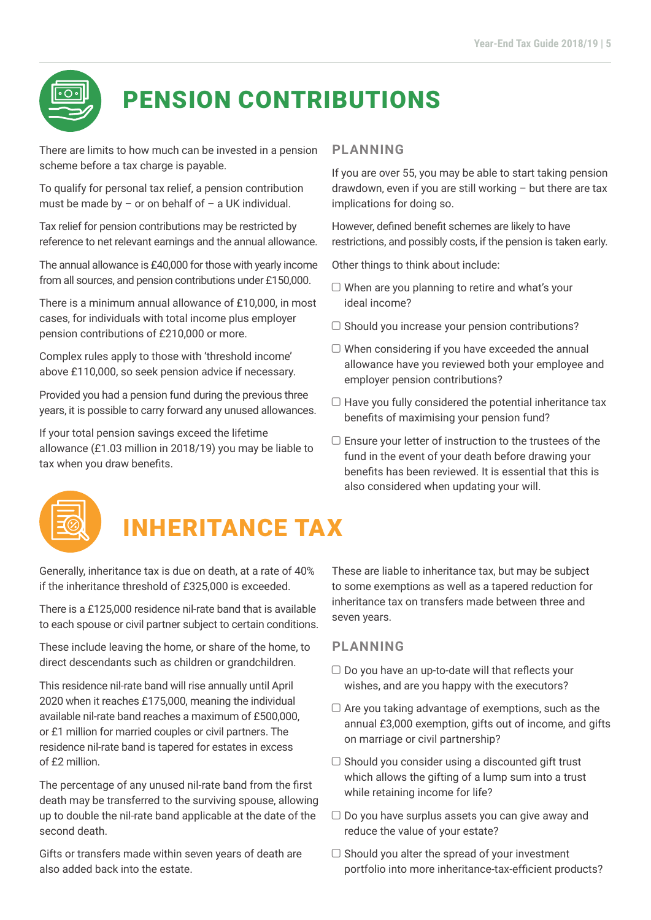# PENSION CONTRIBUTIONS

There are limits to how much can be invested in a pension scheme before a tax charge is payable.

To qualify for personal tax relief, a pension contribution must be made by – or on behalf of – a UK individual.

Tax relief for pension contributions may be restricted by reference to net relevant earnings and the annual allowance.

The annual allowance is £40,000 for those with yearly income from all sources, and pension contributions under £150,000.

There is a minimum annual allowance of £10,000, in most cases, for individuals with total income plus employer pension contributions of £210,000 or more.

Complex rules apply to those with 'threshold income' above £110,000, so seek pension advice if necessary.

Provided you had a pension fund during the previous three years, it is possible to carry forward any unused allowances.

If your total pension savings exceed the lifetime allowance (£1.03 million in 2018/19) you may be liable to tax when you draw benefits.

## PLANNING

If you are over 55, you may be able to start taking pension drawdown, even if you are still working – but there are tax implications for doing so.

However, defined benefit schemes are likely to have restrictions, and possibly costs, if the pension is taken early.

Other things to think about include:

- ☐ When are you planning to retire and what's your ideal income?
- ☐ Should you increase your pension contributions?
- ☐ When considering if you have exceeded the annual allowance have you reviewed both your employee and employer pension contributions?
- ☐ Have you fully considered the potential inheritance tax benefits of maximising your pension fund?
- ☐ Ensure your letter of instruction to the trustees of the fund in the event of your death before drawing your benefits has been reviewed. It is essential that this is also considered when updating your will.

# INHERITANCE TAX

Generally, inheritance tax is due on death, at a rate of 40% if the inheritance threshold of £325,000 is exceeded.

There is a £125,000 residence nil-rate band that is available to each spouse or civil partner subject to certain conditions.

These include leaving the home, or share of the home, to direct descendants such as children or grandchildren.

This residence nil-rate band will rise annually until April 2020 when it reaches £175,000, meaning the individual available nil-rate band reaches a maximum of £500,000, or £1 million for married couples or civil partners. The residence nil-rate band is tapered for estates in excess of £2 million.

The percentage of any unused nil-rate band from the first death may be transferred to the surviving spouse, allowing up to double the nil-rate band applicable at the date of the second death.

Gifts or transfers made within seven years of death are also added back into the estate.

These are liable to inheritance tax, but may be subject to some exemptions as well as a tapered reduction for inheritance tax on transfers made between three and seven years.

## PLANNING

- ☐ Do you have an up-to-date will that reflects your wishes, and are you happy with the executors?
- ☐ Are you taking advantage of exemptions, such as the annual £3,000 exemption, gifts out of income, and gifts on marriage or civil partnership?
- ☐ Should you consider using a discounted gift trust which allows the gifting of a lump sum into a trust while retaining income for life?
- ☐ Do you have surplus assets you can give away and reduce the value of your estate?
- ☐ Should you alter the spread of your investment portfolio into more inheritance-tax-efficient products?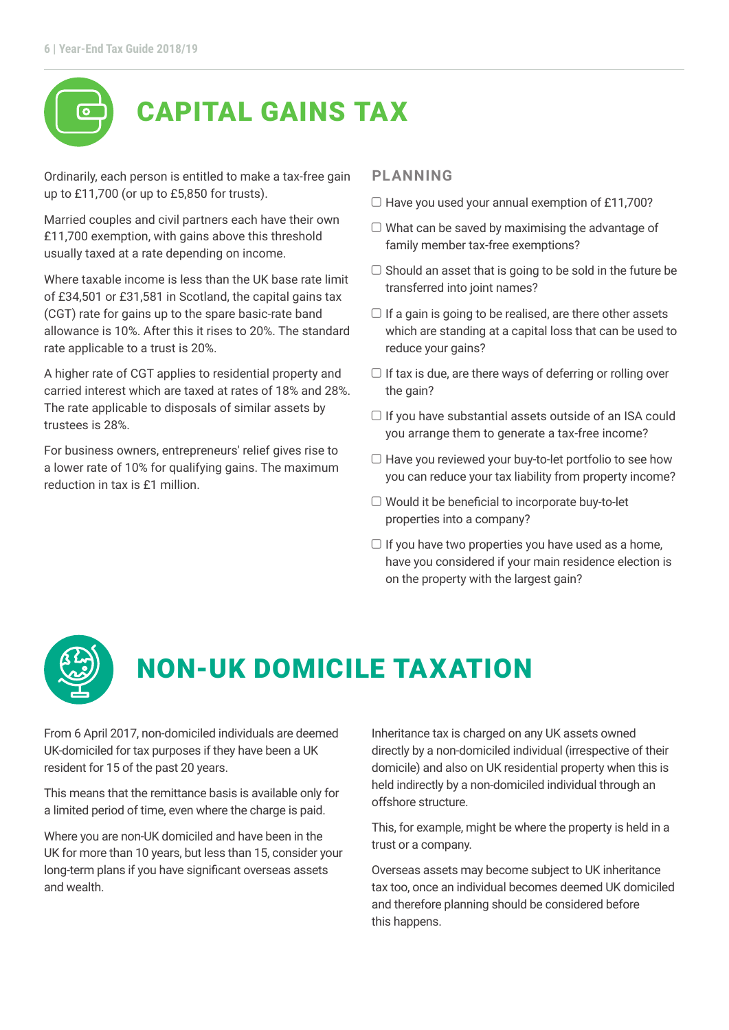# CAPITAL GAINS TAX

Ordinarily, each person is entitled to make a tax-free gain up to £11,700 (or up to £5,850 for trusts).

Married couples and civil partners each have their own £11,700 exemption, with gains above this threshold usually taxed at a rate depending on income.

Where taxable income is less than the UK base rate limit of £34,501 or £31,581 in Scotland, the capital gains tax (CGT) rate for gains up to the spare basic-rate band allowance is 10%. After this it rises to 20%. The standard rate applicable to a trust is 20%.

A higher rate of CGT applies to residential property and carried interest which are taxed at rates of 18% and 28%. The rate applicable to disposals of similar assets by trustees is 28%.

For business owners, entrepreneurs' relief gives rise to a lower rate of 10% for qualifying gains. The maximum reduction in tax is £1 million.

## PLANNING

- ☐ Have you used your annual exemption of £11,700?
- ☐ What can be saved by maximising the advantage of family member tax-free exemptions?
- ☐ Should an asset that is going to be sold in the future be transferred into joint names?
- ☐ If a gain is going to be realised, are there other assets which are standing at a capital loss that can be used to reduce your gains?
- ☐ If tax is due, are there ways of deferring or rolling over the gain?
- ☐ If you have substantial assets outside of an ISA could you arrange them to generate a tax-free income?
- ☐ Have you reviewed your buy-to-let portfolio to see how you can reduce your tax liability from property income?
- ☐ Would it be beneficial to incorporate buy-to-let properties into a company?
- ☐ If you have two properties you have used as a home, have you considered if your main residence election is on the property with the largest gain?

# NON-UK DOMICILE TAXATION

From 6 April 2017, non-domiciled individuals are deemed UK-domiciled for tax purposes if they have been a UK resident for 15 of the past 20 years.

This means that the remittance basis is available only for a limited period of time, even where the charge is paid.

Where you are non-UK domiciled and have been in the UK for more than 10 years, but less than 15, consider your long-term plans if you have significant overseas assets and wealth.

Inheritance tax is charged on any UK assets owned directly by a non-domiciled individual (irrespective of their domicile) and also on UK residential property when this is held indirectly by a non-domiciled individual through an offshore structure.

This, for example, might be where the property is held in a trust or a company.

Overseas assets may become subject to UK inheritance tax too, once an individual becomes deemed UK domiciled and therefore planning should be considered before this happens.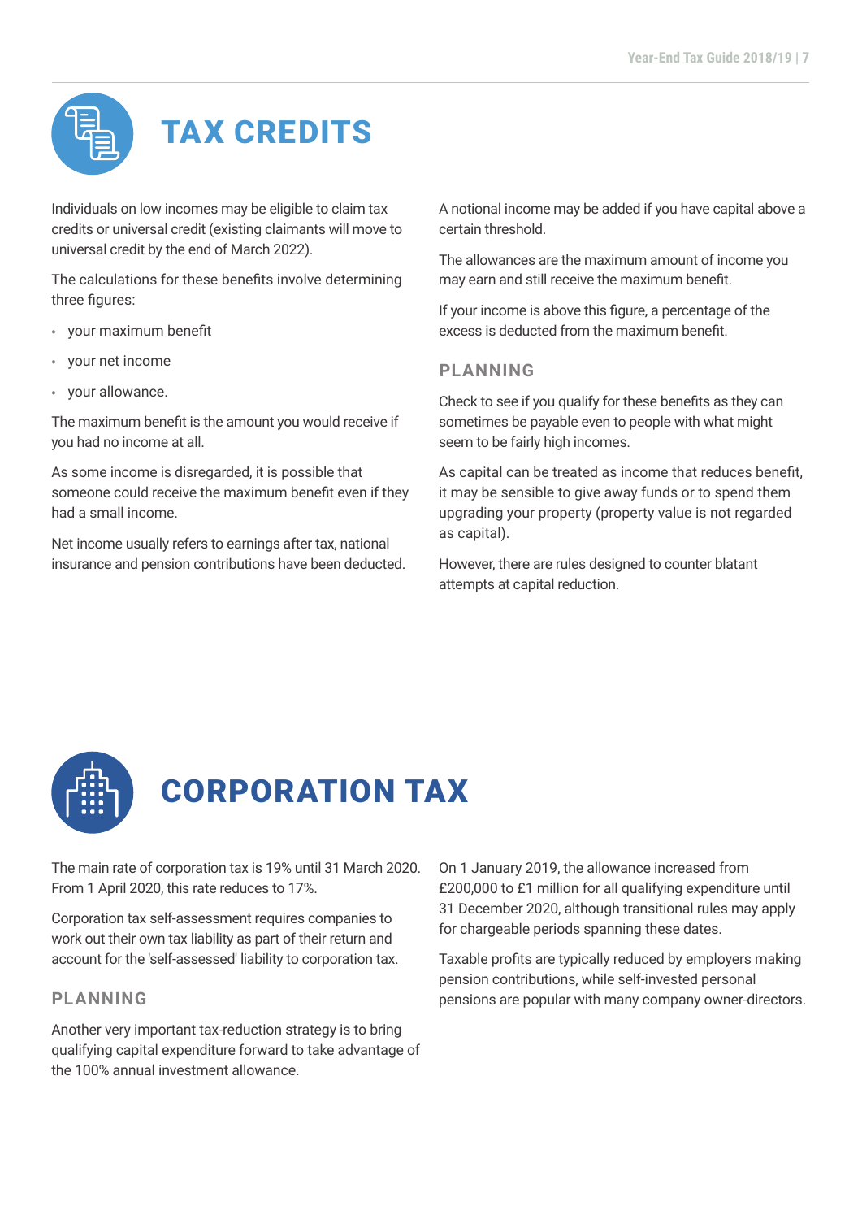# TAX CREDITS

Individuals on low incomes may be eligible to claim tax credits or universal credit (existing claimants will move to universal credit by the end of March 2022).

The calculations for these benefits involve determining three figures:

- your maximum benefit
- your net income
- your allowance.

The maximum benefit is the amount you would receive if you had no income at all.

As some income is disregarded, it is possible that someone could receive the maximum benefit even if they had a small income.

Net income usually refers to earnings after tax, national insurance and pension contributions have been deducted.

A notional income may be added if you have capital above a certain threshold.

The allowances are the maximum amount of income you may earn and still receive the maximum benefit.

If your income is above this figure, a percentage of the excess is deducted from the maximum benefit.

## PLANNING

Check to see if you qualify for these benefits as they can sometimes be payable even to people with what might seem to be fairly high incomes.

As capital can be treated as income that reduces benefit, it may be sensible to give away funds or to spend them upgrading your property (property value is not regarded as capital).

However, there are rules designed to counter blatant attempts at capital reduction.

# CORPORATION TAX

The main rate of corporation tax is 19% until 31 March 2020. From 1 April 2020, this rate reduces to 17%.

Corporation tax self-assessment requires companies to work out their own tax liability as part of their return and account for the 'self-assessed' liability to corporation tax.

## PLANNING

Another very important tax-reduction strategy is to bring qualifying capital expenditure forward to take advantage of the 100% annual investment allowance.

On 1 January 2019, the allowance increased from £200,000 to £1 million for all qualifying expenditure until 31 December 2020, although transitional rules may apply for chargeable periods spanning these dates.

Taxable profits are typically reduced by employers making pension contributions, while self-invested personal pensions are popular with many company owner-directors.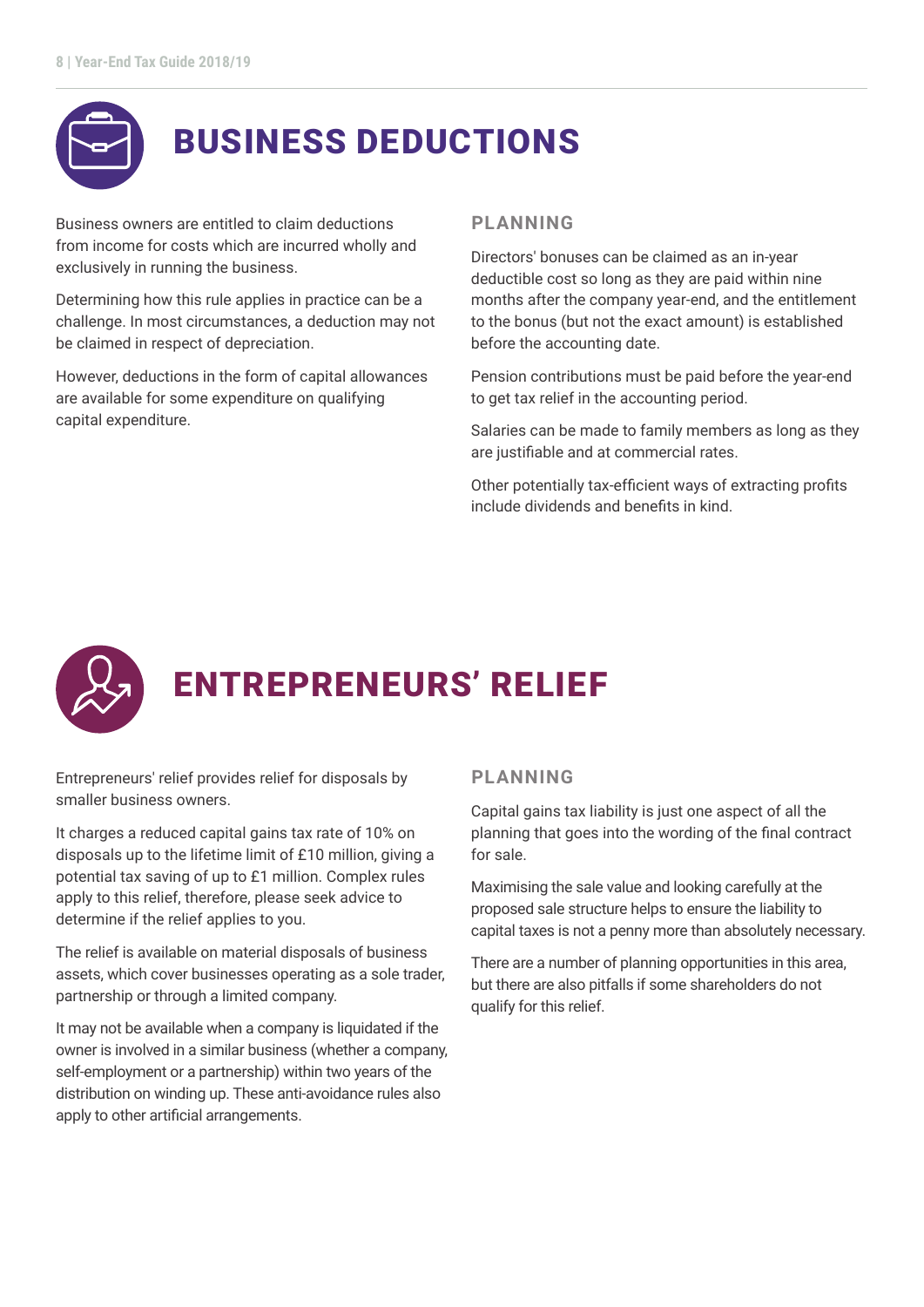# BUSINESS DEDUCTIONS

Business owners are entitled to claim deductions from income for costs which are incurred wholly and exclusively in running the business.

Determining how this rule applies in practice can be a challenge. In most circumstances, a deduction may not be claimed in respect of depreciation.

However, deductions in the form of capital allowances are available for some expenditure on qualifying capital expenditure.

## PLANNING

Directors' bonuses can be claimed as an in-year deductible cost so long as they are paid within nine months after the company year-end, and the entitlement to the bonus (but not the exact amount) is established before the accounting date.

Pension contributions must be paid before the year-end to get tax relief in the accounting period.

Salaries can be made to family members as long as they are justifiable and at commercial rates.

Other potentially tax-efficient ways of extracting profits include dividends and benefits in kind.

# ENTREPRENEURS' RELIEF

Entrepreneurs' relief provides relief for disposals by smaller business owners.

It charges a reduced capital gains tax rate of 10% on disposals up to the lifetime limit of £10 million, giving a potential tax saving of up to £1 million. Complex rules apply to this relief, therefore, please seek advice to determine if the relief applies to you.

The relief is available on material disposals of business assets, which cover businesses operating as a sole trader, partnership or through a limited company.

It may not be available when a company is liquidated if the owner is involved in a similar business (whether a company, self-employment or a partnership) within two years of the distribution on winding up. These anti-avoidance rules also apply to other artificial arrangements.

## PLANNING

Capital gains tax liability is just one aspect of all the planning that goes into the wording of the final contract for sale.

Maximising the sale value and looking carefully at the proposed sale structure helps to ensure the liability to capital taxes is not a penny more than absolutely necessary.

There are a number of planning opportunities in this area, but there are also pitfalls if some shareholders do not qualify for this relief.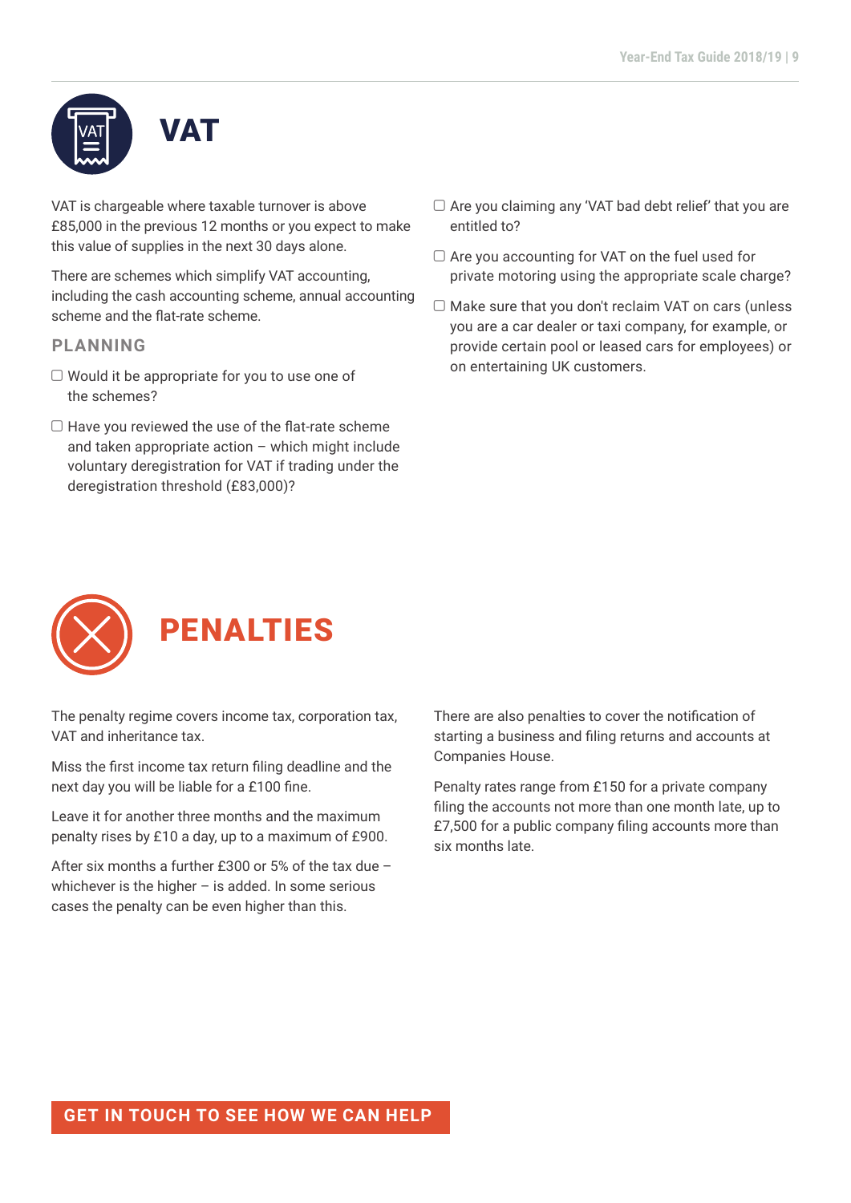# VAT

VAT is chargeable where taxable turnover is above £85,000 in the previous 12 months or you expect to make this value of supplies in the next 30 days alone.

There are schemes which simplify VAT accounting, including the cash accounting scheme, annual accounting scheme and the flat-rate scheme.

## PLANNING

- ☐ Would it be appropriate for you to use one of the schemes?
- ☐ Have you reviewed the use of the flat-rate scheme and taken appropriate action – which might include voluntary deregistration for VAT if trading under the deregistration threshold (£83,000)?
- ☐ Are you claiming any 'VAT bad debt relief' that you are entitled to?
- ☐ Are you accounting for VAT on the fuel used for private motoring using the appropriate scale charge?
- ☐ Make sure that you don't reclaim VAT on cars (unless you are a car dealer or taxi company, for example, or provide certain pool or leased cars for employees) or on entertaining UK customers.

# PENALTIES

The penalty regime covers income tax, corporation tax, VAT and inheritance tax.

Miss the first income tax return filing deadline and the next day you will be liable for a £100 fine.

Leave it for another three months and the maximum penalty rises by £10 a day, up to a maximum of £900.

After six months a further £300 or 5% of the tax due – whichever is the higher – is added. In some serious cases the penalty can be even higher than this.

There are also penalties to cover the notification of starting a business and filing returns and accounts at Companies House.

Penalty rates range from £150 for a private company filing the accounts not more than one month late, up to £7,500 for a public company filing accounts more than six months late.

**GET IN TOUCH TO SEE HOW WE CAN HELP**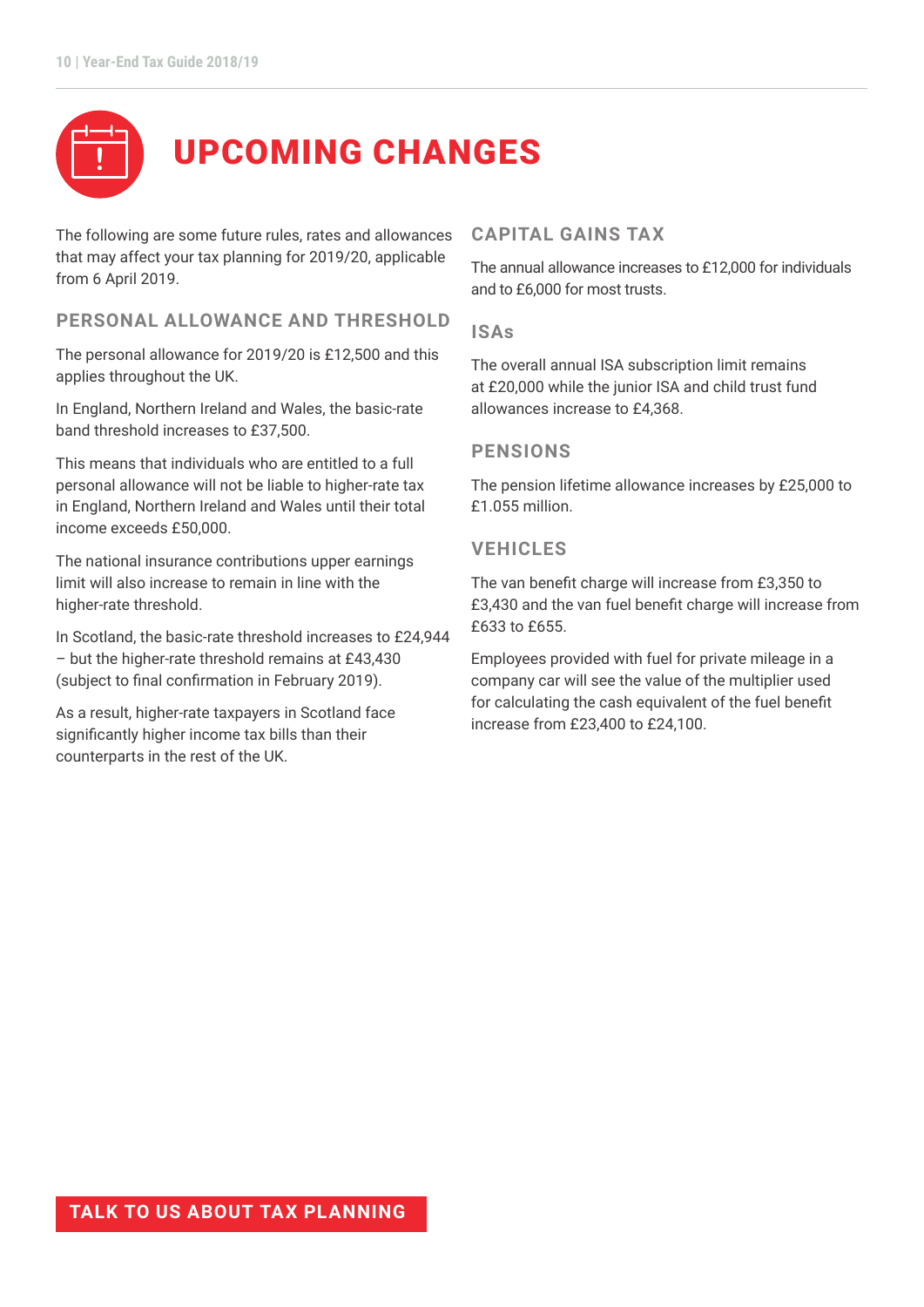# UPCOMING CHANGES

The following are some future rules, rates and allowances that may affect your tax planning for 2019/20, applicable from 6 April 2019.

## PERSONAL ALLOWANCE AND THRESHOLD

The personal allowance for 2019/20 is £12,500 and this applies throughout the UK.

In England, Northern Ireland and Wales, the basic-rate band threshold increases to £37,500.

This means that individuals who are entitled to a full personal allowance will not be liable to higher-rate tax in England, Northern Ireland and Wales until their total income exceeds £50,000.

The national insurance contributions upper earnings limit will also increase to remain in line with the higher-rate threshold.

In Scotland, the basic-rate threshold increases to £24,944 – but the higher-rate threshold remains at £43,430 (subject to final confirmation in February 2019).

As a result, higher-rate taxpayers in Scotland face significantly higher income tax bills than their counterparts in the rest of the UK.

## CAPITAL GAINS TAX

The annual allowance increases to £12,000 for individuals and to £6,000 for most trusts.

## ISAs

The overall annual ISA subscription limit remains at £20,000 while the junior ISA and child trust fund allowances increase to £4,368.

## PENSIONS

The pension lifetime allowance increases by £25,000 to £1.055 million.

## VEHICLES

The van benefit charge will increase from £3,350 to £3,430 and the van fuel benefit charge will increase from £633 to £655.

Employees provided with fuel for private mileage in a company car will see the value of the multiplier used for calculating the cash equivalent of the fuel benefit increase from £23,400 to £24,100.

**TALK TO US ABOUT TAX PLANNING**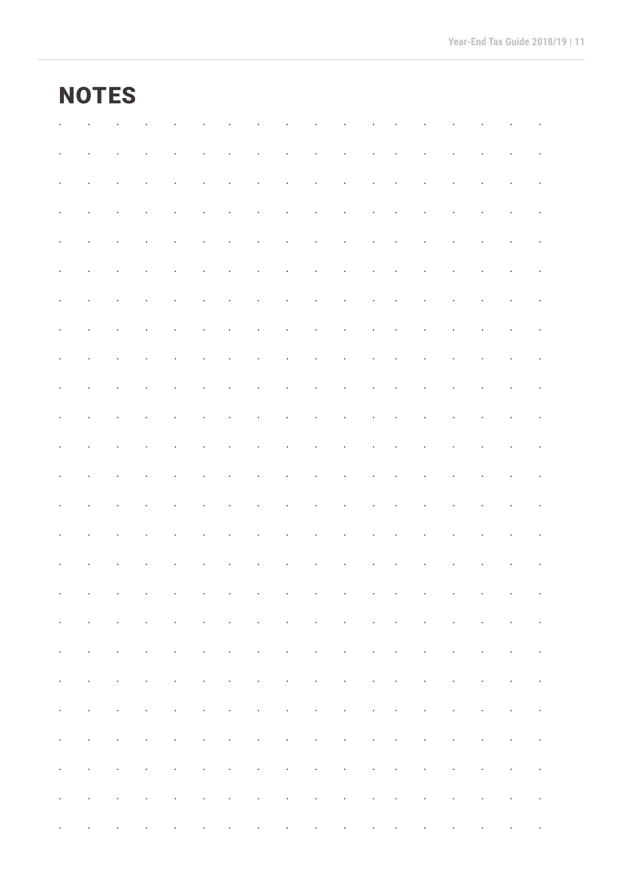# NOTES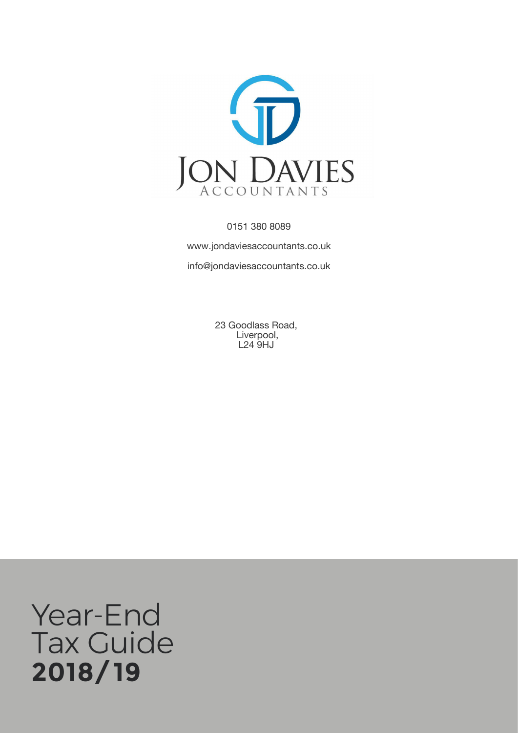JON DAVIES
ACCOUNTANTS

0151 380 8089

www.jondaviesaccountants.co.uk

info@jondaviesaccountants.co.uk

23 Goodlass Road,
Liverpool,
L24 9HJ

# Year-End Tax Guide **2018/19**